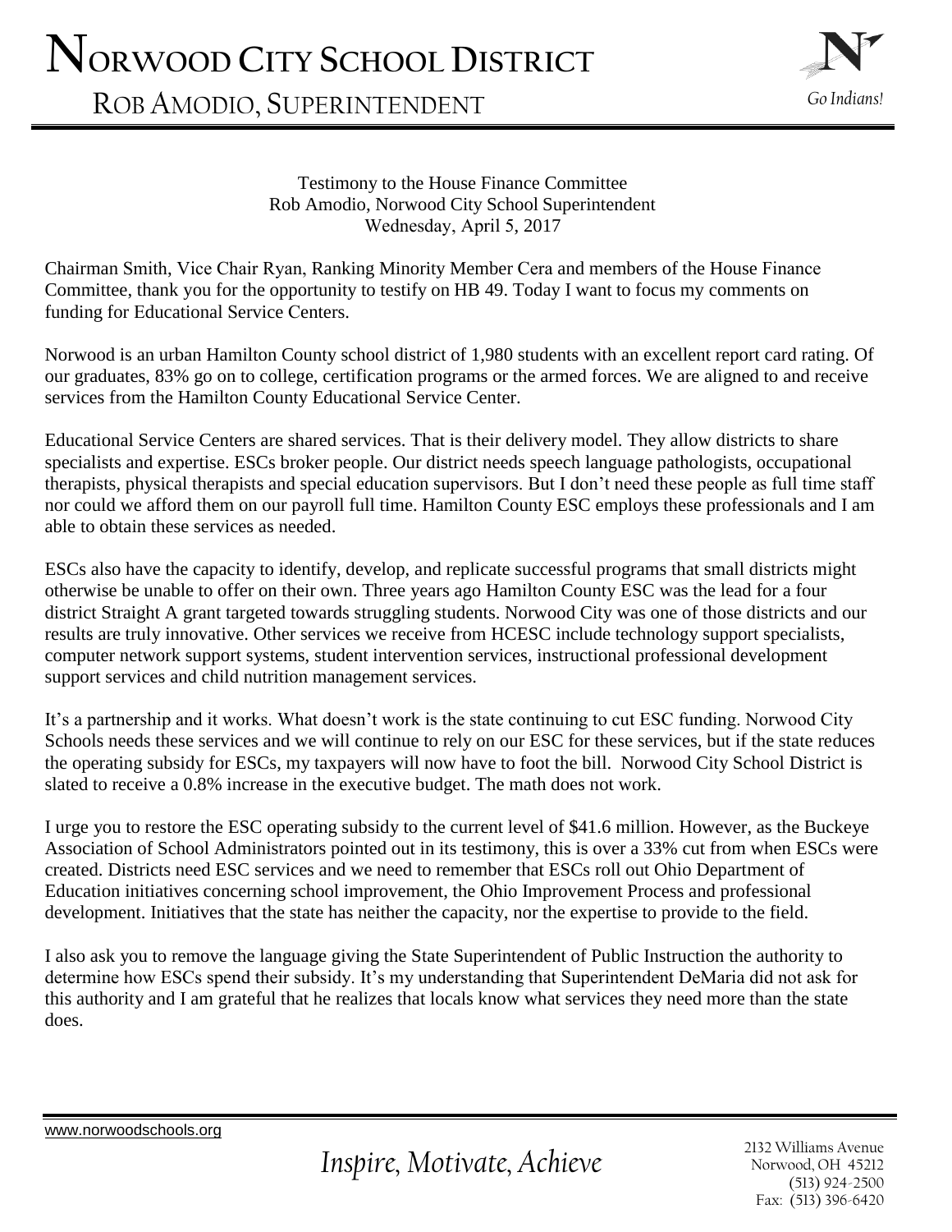# Norwood City School District

## Rob Amodio, Superintendent

*Go Indians!*

Testimony to the House Finance Committee
Rob Amodio, Norwood City School Superintendent
Wednesday, April 5, 2017

Chairman Smith, Vice Chair Ryan, Ranking Minority Member Cera and members of the House Finance Committee, thank you for the opportunity to testify on HB 49. Today I want to focus my comments on funding for Educational Service Centers.

Norwood is an urban Hamilton County school district of 1,980 students with an excellent report card rating. Of our graduates, 83% go on to college, certification programs or the armed forces. We are aligned to and receive services from the Hamilton County Educational Service Center.

Educational Service Centers are shared services. That is their delivery model. They allow districts to share specialists and expertise. ESCs broker people. Our district needs speech language pathologists, occupational therapists, physical therapists and special education supervisors. But I don't need these people as full time staff nor could we afford them on our payroll full time. Hamilton County ESC employs these professionals and I am able to obtain these services as needed.

ESCs also have the capacity to identify, develop, and replicate successful programs that small districts might otherwise be unable to offer on their own. Three years ago Hamilton County ESC was the lead for a four district Straight A grant targeted towards struggling students. Norwood City was one of those districts and our results are truly innovative. Other services we receive from HCESC include technology support specialists, computer network support systems, student intervention services, instructional professional development support services and child nutrition management services.

It's a partnership and it works. What doesn't work is the state continuing to cut ESC funding. Norwood City Schools needs these services and we will continue to rely on our ESC for these services, but if the state reduces the operating subsidy for ESCs, my taxpayers will now have to foot the bill. Norwood City School District is slated to receive a 0.8% increase in the executive budget. The math does not work.

I urge you to restore the ESC operating subsidy to the current level of $41.6 million. However, as the Buckeye Association of School Administrators pointed out in its testimony, this is over a 33% cut from when ESCs were created. Districts need ESC services and we need to remember that ESCs roll out Ohio Department of Education initiatives concerning school improvement, the Ohio Improvement Process and professional development. Initiatives that the state has neither the capacity, nor the expertise to provide to the field.

I also ask you to remove the language giving the State Superintendent of Public Instruction the authority to determine how ESCs spend their subsidy. It's my understanding that Superintendent DeMaria did not ask for this authority and I am grateful that he realizes that locals know what services they need more than the state does.

www.norwoodschools.org

*Inspire, Motivate, Achieve*

2132 Williams Avenue
Norwood, OH 45212
(513) 924-2500
Fax: (513) 396-6420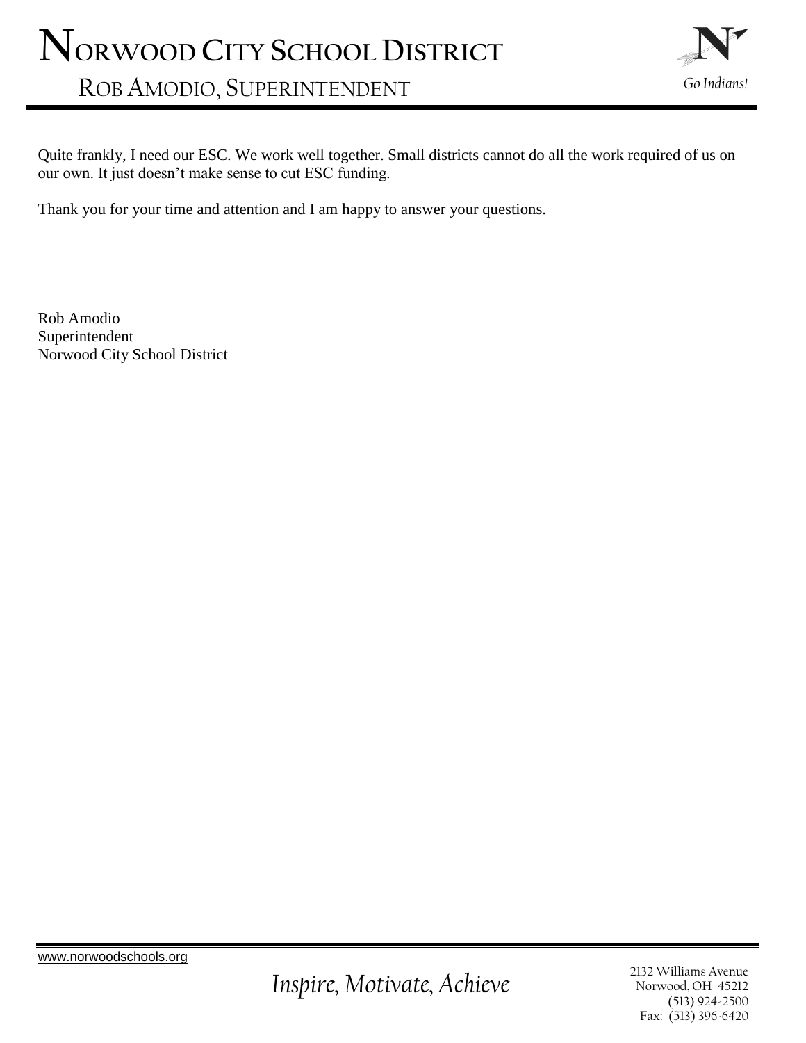Quite frankly, I need our ESC. We work well together. Small districts cannot do all the work required of us on our own. It just doesn't make sense to cut ESC funding.

Thank you for your time and attention and I am happy to answer your questions.

Rob Amodio
Superintendent
Norwood City School District